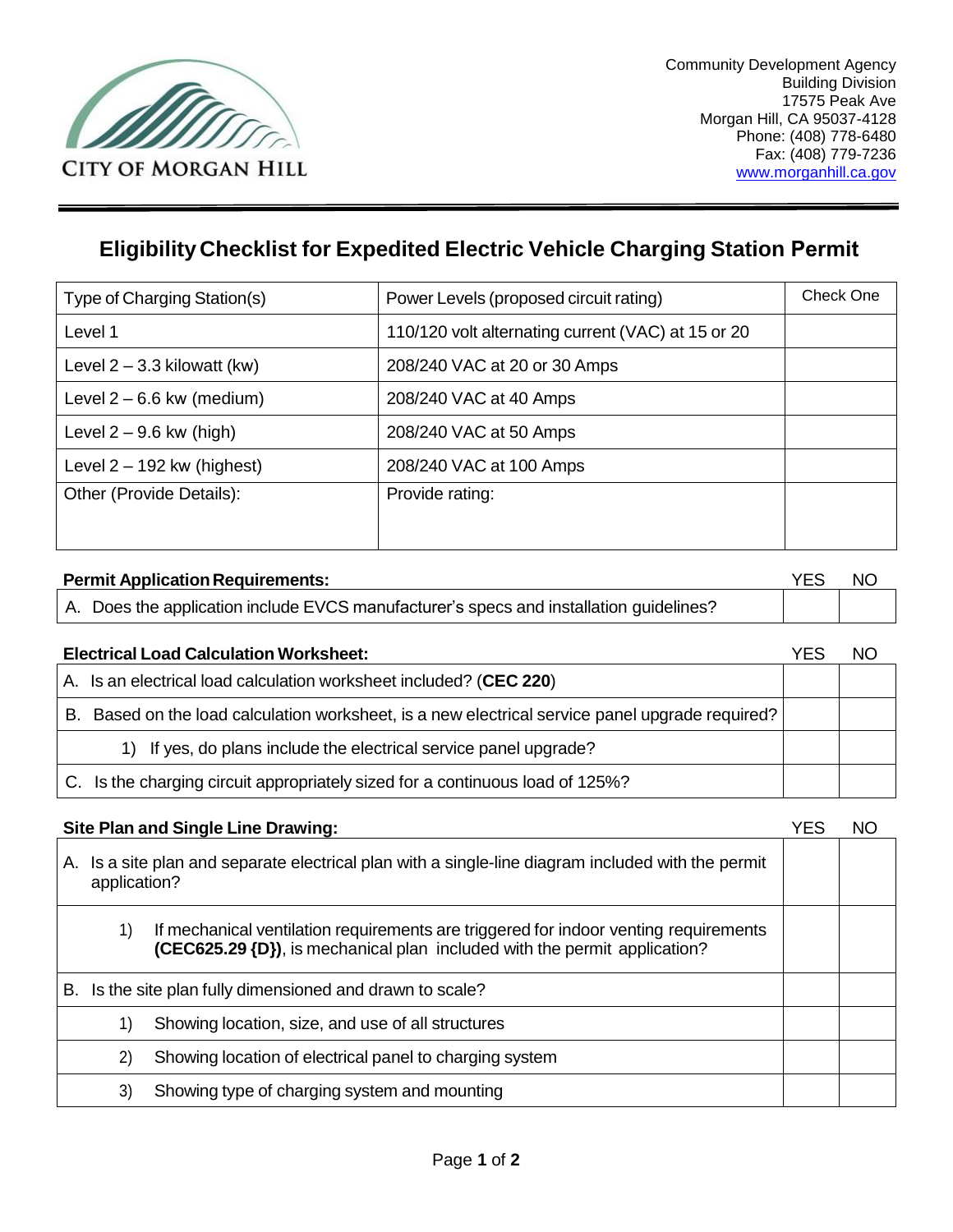CITY OF MORGAN HILL

Community Development Agency
Building Division
17575 Peak Ave
Morgan Hill, CA 95037-4128
Phone: (408) 778-6480
Fax: (408) 779-7236
www.morganhill.ca.gov

# Eligibility Checklist for Expedited Electric Vehicle Charging Station Permit

| Type of Charging Station(s) | Power Levels (proposed circuit rating) | Check One |
|---|---|---|
| Level 1 | 110/120 volt alternating current (VAC) at 15 or 20 | |
| Level 2 – 3.3 kilowatt (kw) | 208/240 VAC at 20 or 30 Amps | |
| Level 2 – 6.6 kw (medium) | 208/240 VAC at 40 Amps | |
| Level 2 – 9.6 kw (high) | 208/240 VAC at 50 Amps | |
| Level 2 – 192 kw (highest) | 208/240 VAC at 100 Amps | |
| Other (Provide Details): | Provide rating: | |

| **Permit Application Requirements:** | YES | NO |
|---|---|---|
| A. Does the application include EVCS manufacturer's specs and installation guidelines? | | |

| **Electrical Load Calculation Worksheet:** | YES | NO |
|---|---|---|
| A. Is an electrical load calculation worksheet included? (**CEC 220**) | | |
| B. Based on the load calculation worksheet, is a new electrical service panel upgrade required? | | |
| 1) If yes, do plans include the electrical service panel upgrade? | | |
| C. Is the charging circuit appropriately sized for a continuous load of 125%? | | |

| **Site Plan and Single Line Drawing:** | YES | NO |
|---|---|---|
| A. Is a site plan and separate electrical plan with a single-line diagram included with the permit application? | | |
| 1) If mechanical ventilation requirements are triggered for indoor venting requirements **(CEC625.29 {D})**, is mechanical plan included with the permit application? | | |
| B. Is the site plan fully dimensioned and drawn to scale? | | |
| 1) Showing location, size, and use of all structures | | |
| 2) Showing location of electrical panel to charging system | | |
| 3) Showing type of charging system and mounting | | |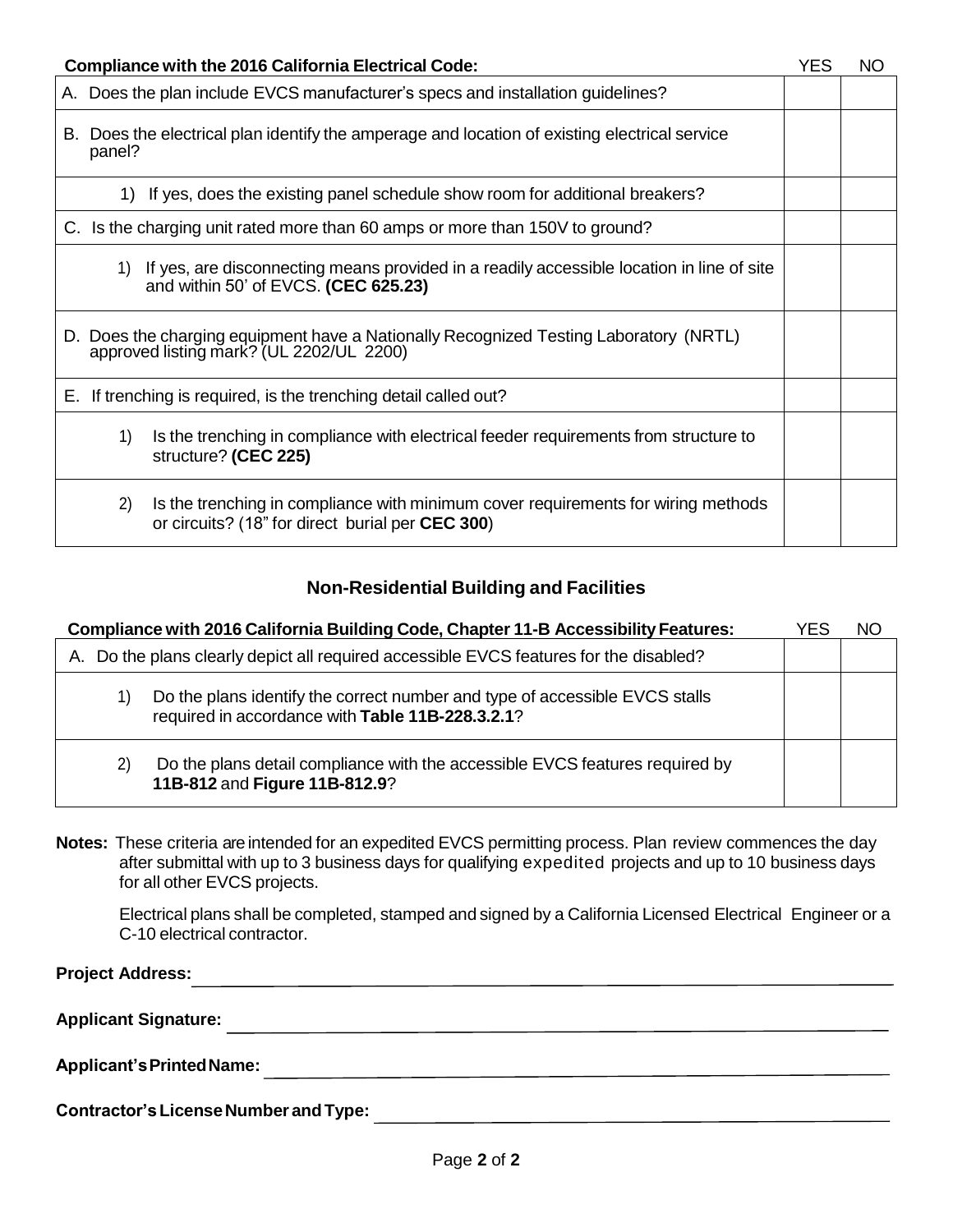| Compliance with the 2016 California Electrical Code: | YES | NO |
|---|---|---|
| A. Does the plan include EVCS manufacturer's specs and installation guidelines? | | |
| B. Does the electrical plan identify the amperage and location of existing electrical service panel? | | |
| 1) If yes, does the existing panel schedule show room for additional breakers? | | |
| C. Is the charging unit rated more than 60 amps or more than 150V to ground? | | |
| 1) If yes, are disconnecting means provided in a readily accessible location in line of site and within 50' of EVCS. **(CEC 625.23)** | | |
| D. Does the charging equipment have a Nationally Recognized Testing Laboratory (NRTL) approved listing mark? (UL 2202/UL 2200) | | |
| E. If trenching is required, is the trenching detail called out? | | |
| 1) Is the trenching in compliance with electrical feeder requirements from structure to structure? **(CEC 225)** | | |
| 2) Is the trenching in compliance with minimum cover requirements for wiring methods or circuits? (18" for direct burial per **CEC 300**) | | |

## Non-Residential Building and Facilities

| Compliance with 2016 California Building Code, Chapter 11-B Accessibility Features: | YES | NO |
|---|---|---|
| A. Do the plans clearly depict all required accessible EVCS features for the disabled? | | |
| 1) Do the plans identify the correct number and type of accessible EVCS stalls required in accordance with **Table 11B-228.3.2.1**? | | |
| 2) Do the plans detail compliance with the accessible EVCS features required by **11B-812** and **Figure 11B-812.9**? | | |

**Notes:** These criteria are intended for an expedited EVCS permitting process. Plan review commences the day after submittal with up to 3 business days for qualifying expedited projects and up to 10 business days for all other EVCS projects.

Electrical plans shall be completed, stamped and signed by a California Licensed Electrical Engineer or a C-10 electrical contractor.

**Project Address:** ______________________________

**Applicant Signature:** ______________________________

**Applicant's Printed Name:** ______________________________

**Contractor's License Number and Type:** ______________________________